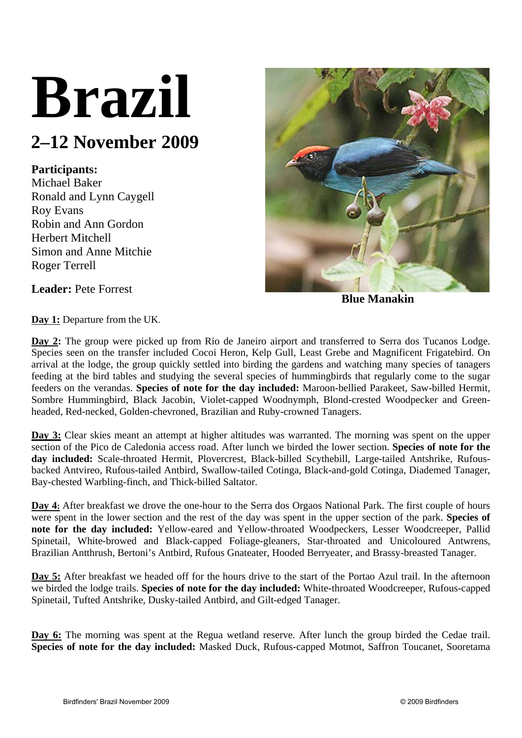# Brazil

## 2–12 November 2009

**Participants:**
Michael Baker
Ronald and Lynn Caygell
Roy Evans
Robin and Ann Gordon
Herbert Mitchell
Simon and Anne Mitchie
Roger Terrell

**Leader:** Pete Forrest

**Blue Manakin**

**Day 1:** Departure from the UK.

**Day 2:** The group were picked up from Rio de Janeiro airport and transferred to Serra dos Tucanos Lodge. Species seen on the transfer included Cocoi Heron, Kelp Gull, Least Grebe and Magnificent Frigatebird. On arrival at the lodge, the group quickly settled into birding the gardens and watching many species of tanagers feeding at the bird tables and studying the several species of hummingbirds that regularly come to the sugar feeders on the verandas. **Species of note for the day included:** Maroon-bellied Parakeet, Saw-billed Hermit, Sombre Hummingbird, Black Jacobin, Violet-capped Woodnymph, Blond-crested Woodpecker and Green-headed, Red-necked, Golden-chevroned, Brazilian and Ruby-crowned Tanagers.

**Day 3:** Clear skies meant an attempt at higher altitudes was warranted. The morning was spent on the upper section of the Pico de Caledonia access road. After lunch we birded the lower section. **Species of note for the day included:** Scale-throated Hermit, Plovercrest, Black-billed Scythebill, Large-tailed Antshrike, Rufous-backed Antvireo, Rufous-tailed Antbird, Swallow-tailed Cotinga, Black-and-gold Cotinga, Diademed Tanager, Bay-chested Warbling-finch, and Thick-billed Saltator.

**Day 4:** After breakfast we drove the one-hour to the Serra dos Orgaos National Park. The first couple of hours were spent in the lower section and the rest of the day was spent in the upper section of the park. **Species of note for the day included:** Yellow-eared and Yellow-throated Woodpeckers, Lesser Woodcreeper, Pallid Spinetail, White-browed and Black-capped Foliage-gleaners, Star-throated and Unicoloured Antwrens, Brazilian Antthrush, Bertoni's Antbird, Rufous Gnateater, Hooded Berryeater, and Brassy-breasted Tanager.

**Day 5:** After breakfast we headed off for the hours drive to the start of the Portao Azul trail. In the afternoon we birded the lodge trails. **Species of note for the day included:** White-throated Woodcreeper, Rufous-capped Spinetail, Tufted Antshrike, Dusky-tailed Antbird, and Gilt-edged Tanager.

**Day 6:** The morning was spent at the Regua wetland reserve. After lunch the group birded the Cedae trail. **Species of note for the day included:** Masked Duck, Rufous-capped Motmot, Saffron Toucanet, Sooretama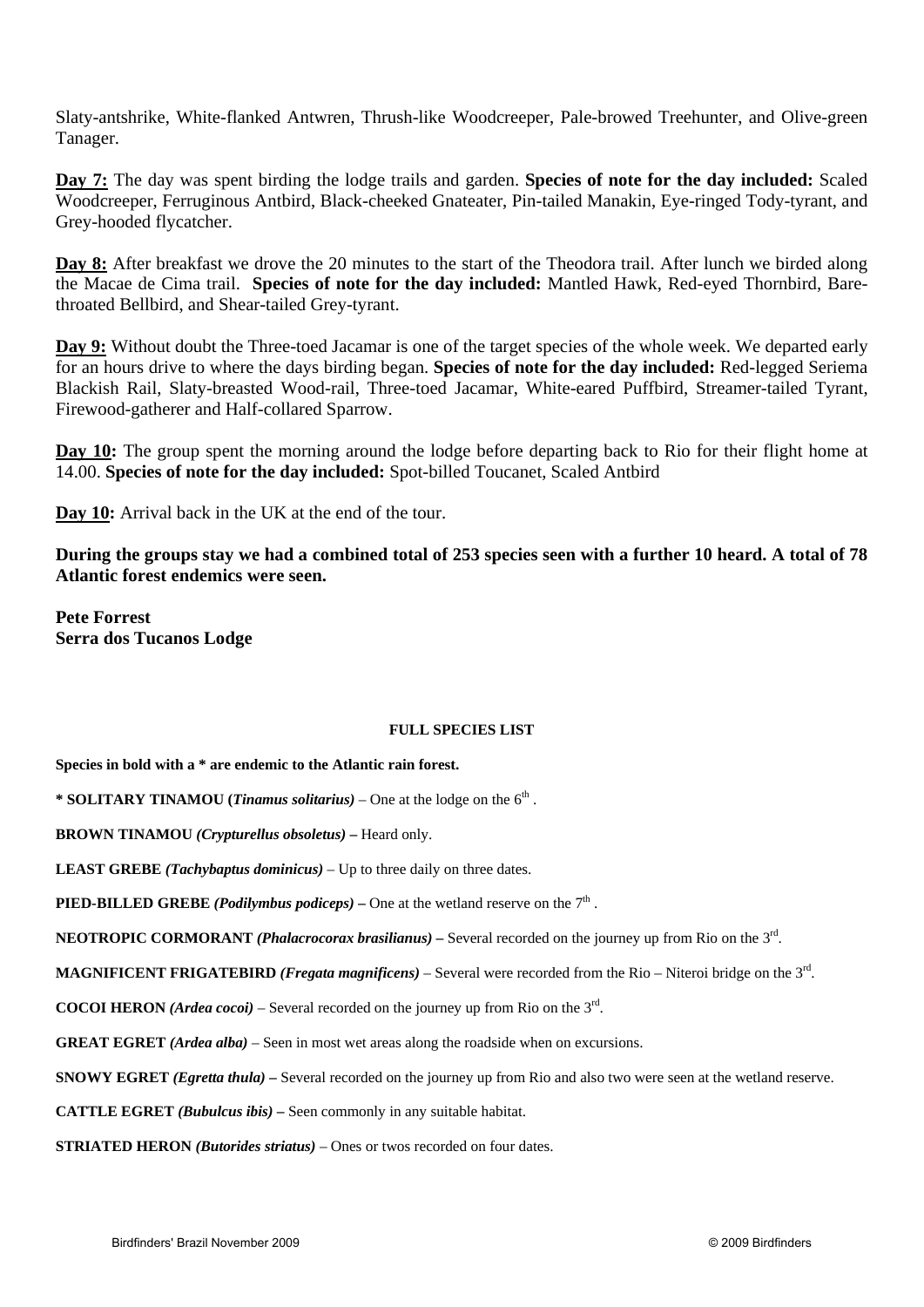Slaty-antshrike, White-flanked Antwren, Thrush-like Woodcreeper, Pale-browed Treehunter, and Olive-green Tanager.

**Day 7:** The day was spent birding the lodge trails and garden. **Species of note for the day included:** Scaled Woodcreeper, Ferruginous Antbird, Black-cheeked Gnateater, Pin-tailed Manakin, Eye-ringed Tody-tyrant, and Grey-hooded flycatcher.

**Day 8:** After breakfast we drove the 20 minutes to the start of the Theodora trail. After lunch we birded along the Macae de Cima trail. **Species of note for the day included:** Mantled Hawk, Red-eyed Thornbird, Bare-throated Bellbird, and Shear-tailed Grey-tyrant.

**Day 9:** Without doubt the Three-toed Jacamar is one of the target species of the whole week. We departed early for an hours drive to where the days birding began. **Species of note for the day included:** Red-legged Seriema Blackish Rail, Slaty-breasted Wood-rail, Three-toed Jacamar, White-eared Puffbird, Streamer-tailed Tyrant, Firewood-gatherer and Half-collared Sparrow.

**Day 10:** The group spent the morning around the lodge before departing back to Rio for their flight home at 14.00. **Species of note for the day included:** Spot-billed Toucanet, Scaled Antbird

**Day 10:** Arrival back in the UK at the end of the tour.

**During the groups stay we had a combined total of 253 species seen with a further 10 heard. A total of 78 Atlantic forest endemics were seen.**

**Pete Forrest**
**Serra dos Tucanos Lodge**

## FULL SPECIES LIST

**Species in bold with a * are endemic to the Atlantic rain forest.**

*** SOLITARY TINAMOU (*Tinamus solitarius*)** – One at the lodge on the 6th .

**BROWN TINAMOU *(Crypturellus obsoletus)* –** Heard only.

**LEAST GREBE *(Tachybaptus dominicus)*** – Up to three daily on three dates.

**PIED-BILLED GREBE *(Podilymbus podiceps)* –** One at the wetland reserve on the 7th .

**NEOTROPIC CORMORANT *(Phalacrocorax brasilianus)* –** Several recorded on the journey up from Rio on the 3rd.

**MAGNIFICENT FRIGATEBIRD *(Fregata magnificens)*** – Several were recorded from the Rio – Niteroi bridge on the 3rd.

**COCOI HERON *(Ardea cocoi)*** – Several recorded on the journey up from Rio on the 3rd.

**GREAT EGRET *(Ardea alba)*** – Seen in most wet areas along the roadside when on excursions.

**SNOWY EGRET *(Egretta thula)* –** Several recorded on the journey up from Rio and also two were seen at the wetland reserve.

**CATTLE EGRET *(Bubulcus ibis)* –** Seen commonly in any suitable habitat.

**STRIATED HERON *(Butorides striatus)*** – Ones or twos recorded on four dates.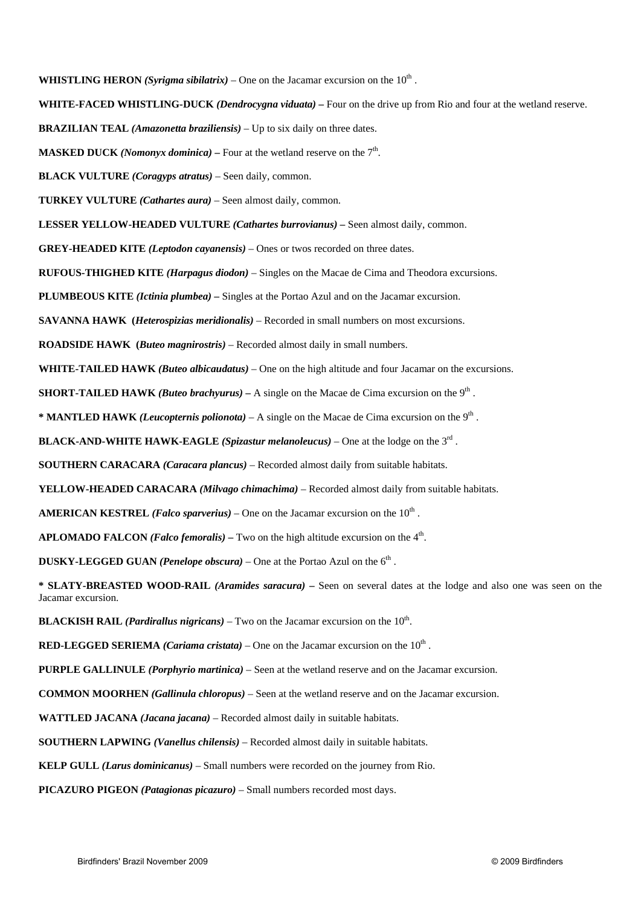**WHISTLING HERON** ***(Syrigma sibilatrix)*** – One on the Jacamar excursion on the 10th .

**WHITE-FACED WHISTLING-DUCK** ***(Dendrocygna viduata)*** **–** Four on the drive up from Rio and four at the wetland reserve.

**BRAZILIAN TEAL** ***(Amazonetta braziliensis)*** – Up to six daily on three dates.

**MASKED DUCK** ***(Nomonyx dominica)*** **–** Four at the wetland reserve on the 7th.

**BLACK VULTURE** ***(Coragyps atratus)*** – Seen daily, common.

**TURKEY VULTURE** ***(Cathartes aura)*** – Seen almost daily, common.

**LESSER YELLOW-HEADED VULTURE** ***(Cathartes burrovianus)*** **–** Seen almost daily, common.

**GREY-HEADED KITE** ***(Leptodon cayanensis)*** – Ones or twos recorded on three dates.

**RUFOUS-THIGHED KITE** ***(Harpagus diodon)*** – Singles on the Macae de Cima and Theodora excursions.

**PLUMBEOUS KITE** ***(Ictinia plumbea)*** **–** Singles at the Portao Azul and on the Jacamar excursion.

**SAVANNA HAWK (*****Heterospizias meridionalis)*** – Recorded in small numbers on most excursions.

**ROADSIDE HAWK (*****Buteo magnirostris)*** – Recorded almost daily in small numbers.

**WHITE-TAILED HAWK** ***(Buteo albicaudatus)*** – One on the high altitude and four Jacamar on the excursions.

**SHORT-TAILED HAWK** ***(Buteo brachyurus)*** **–** A single on the Macae de Cima excursion on the 9th .

**\* MANTLED HAWK** ***(Leucopternis polionota)*** – A single on the Macae de Cima excursion on the 9th .

**BLACK-AND-WHITE HAWK-EAGLE** ***(Spizastur melanoleucus)*** – One at the lodge on the 3rd .

**SOUTHERN CARACARA** ***(Caracara plancus)*** – Recorded almost daily from suitable habitats.

**YELLOW-HEADED CARACARA** ***(Milvago chimachima)*** – Recorded almost daily from suitable habitats.

**AMERICAN KESTREL** ***(Falco sparverius)*** – One on the Jacamar excursion on the 10th .

**APLOMADO FALCON** ***(Falco femoralis)*** **–** Two on the high altitude excursion on the 4th.

**DUSKY-LEGGED GUAN** ***(Penelope obscura)*** – One at the Portao Azul on the 6th .

**\* SLATY-BREASTED WOOD-RAIL** ***(Aramides saracura)*** **–** Seen on several dates at the lodge and also one was seen on the Jacamar excursion.

**BLACKISH RAIL** ***(Pardirallus nigricans)*** – Two on the Jacamar excursion on the 10th.

**RED-LEGGED SERIEMA** ***(Cariama cristata)*** – One on the Jacamar excursion on the 10th .

**PURPLE GALLINULE** ***(Porphyrio martinica)*** – Seen at the wetland reserve and on the Jacamar excursion.

**COMMON MOORHEN** ***(Gallinula chloropus)*** – Seen at the wetland reserve and on the Jacamar excursion.

**WATTLED JACANA** ***(Jacana jacana)*** – Recorded almost daily in suitable habitats.

**SOUTHERN LAPWING** ***(Vanellus chilensis)*** – Recorded almost daily in suitable habitats.

**KELP GULL** ***(Larus dominicanus)*** – Small numbers were recorded on the journey from Rio.

**PICAZURO PIGEON** ***(Patagionas picazuro)*** – Small numbers recorded most days.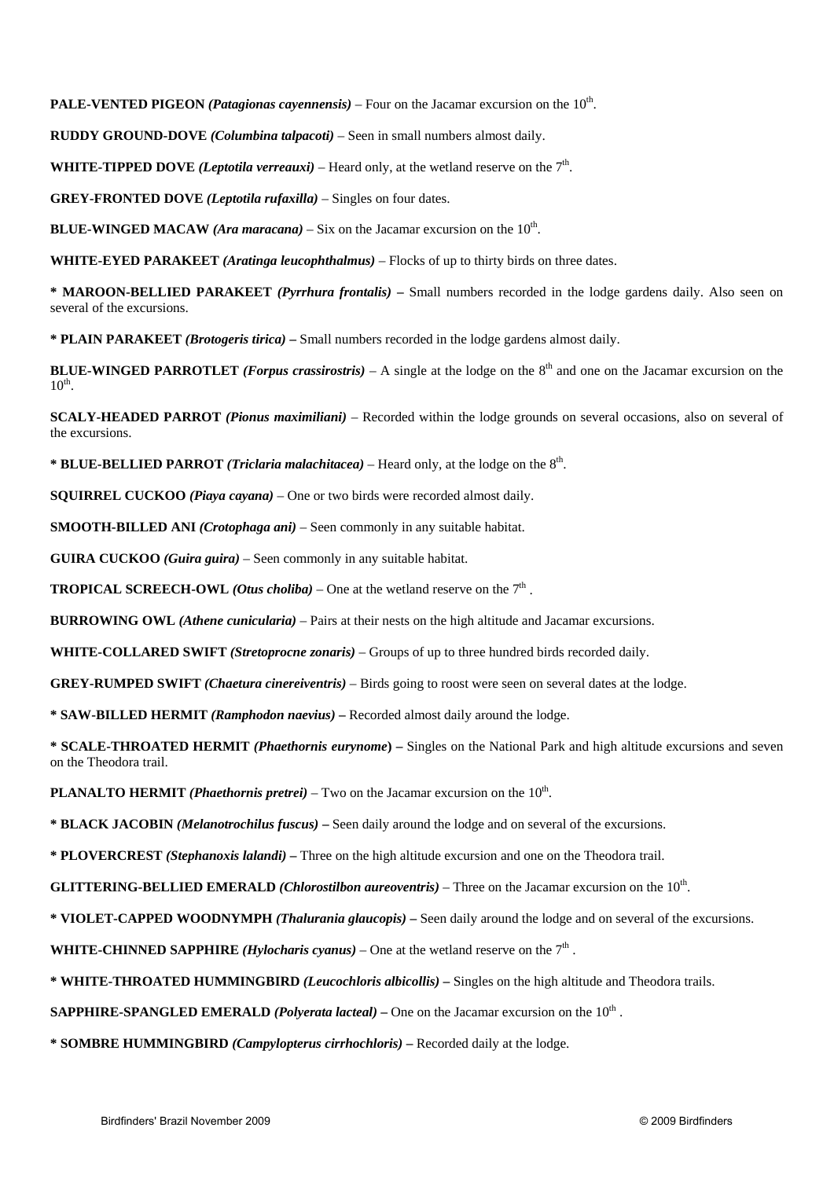**PALE-VENTED PIGEON** ***(Patagionas cayennensis)*** – Four on the Jacamar excursion on the 10th.

**RUDDY GROUND-DOVE** ***(Columbina talpacoti)*** – Seen in small numbers almost daily.

**WHITE-TIPPED DOVE** ***(Leptotila verreauxi)*** – Heard only, at the wetland reserve on the 7th.

**GREY-FRONTED DOVE** ***(Leptotila rufaxilla)*** – Singles on four dates.

**BLUE-WINGED MACAW** ***(Ara maracana)*** – Six on the Jacamar excursion on the 10th.

**WHITE-EYED PARAKEET** ***(Aratinga leucophthalmus)*** – Flocks of up to thirty birds on three dates.

**\* MAROON-BELLIED PARAKEET** ***(Pyrrhura frontalis)*** **–** Small numbers recorded in the lodge gardens daily. Also seen on several of the excursions.

**\* PLAIN PARAKEET** ***(Brotogeris tirica)*** **–** Small numbers recorded in the lodge gardens almost daily.

**BLUE-WINGED PARROTLET** ***(Forpus crassirostris)*** – A single at the lodge on the 8th and one on the Jacamar excursion on the 10th.

**SCALY-HEADED PARROT** ***(Pionus maximiliani)*** – Recorded within the lodge grounds on several occasions, also on several of the excursions.

**\* BLUE-BELLIED PARROT** ***(Triclaria malachitacea)*** – Heard only, at the lodge on the 8th.

**SQUIRREL CUCKOO** ***(Piaya cayana)*** – One or two birds were recorded almost daily.

**SMOOTH-BILLED ANI** ***(Crotophaga ani)*** – Seen commonly in any suitable habitat.

**GUIRA CUCKOO** ***(Guira guira)*** – Seen commonly in any suitable habitat.

**TROPICAL SCREECH-OWL** ***(Otus choliba)*** – One at the wetland reserve on the 7th .

**BURROWING OWL** ***(Athene cunicularia)*** – Pairs at their nests on the high altitude and Jacamar excursions.

**WHITE-COLLARED SWIFT** ***(Stretoprocne zonaris)*** – Groups of up to three hundred birds recorded daily.

**GREY-RUMPED SWIFT** ***(Chaetura cinereiventris)*** – Birds going to roost were seen on several dates at the lodge.

**\* SAW-BILLED HERMIT** ***(Ramphodon naevius)*** **–** Recorded almost daily around the lodge.

**\* SCALE-THROATED HERMIT** ***(Phaethornis eurynome)*** **–** Singles on the National Park and high altitude excursions and seven on the Theodora trail.

**PLANALTO HERMIT** ***(Phaethornis pretrei)*** – Two on the Jacamar excursion on the 10th.

**\* BLACK JACOBIN** ***(Melanotrochilus fuscus)*** **–** Seen daily around the lodge and on several of the excursions.

**\* PLOVERCREST** ***(Stephanoxis lalandi)*** **–** Three on the high altitude excursion and one on the Theodora trail.

**GLITTERING-BELLIED EMERALD** ***(Chlorostilbon aureoventris)*** – Three on the Jacamar excursion on the 10th.

**\* VIOLET-CAPPED WOODNYMPH** ***(Thalurania glaucopis)*** **–** Seen daily around the lodge and on several of the excursions.

**WHITE-CHINNED SAPPHIRE** ***(Hylocharis cyanus)*** – One at the wetland reserve on the 7th .

**\* WHITE-THROATED HUMMINGBIRD** ***(Leucochloris albicollis)*** **–** Singles on the high altitude and Theodora trails.

**SAPPHIRE-SPANGLED EMERALD** ***(Polyerata lacteal)*** **–** One on the Jacamar excursion on the 10th .

**\* SOMBRE HUMMINGBIRD** ***(Campylopterus cirrhochloris)*** **–** Recorded daily at the lodge.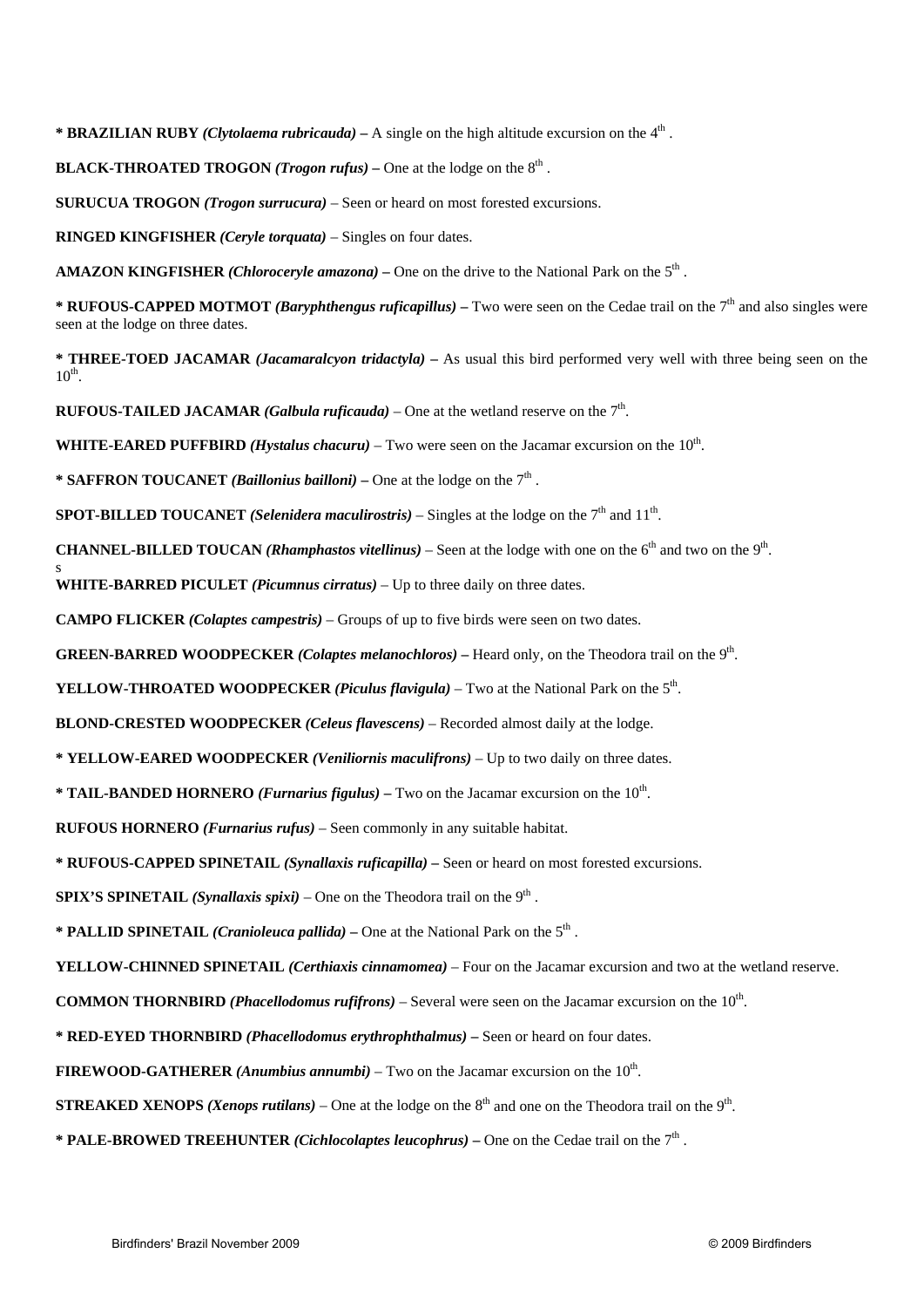**\* BRAZILIAN RUBY** ***(Clytolaema rubricauda)*** **–** A single on the high altitude excursion on the 4th .

**BLACK-THROATED TROGON** ***(Trogon rufus)*** **–** One at the lodge on the 8th .

**SURUCUA TROGON** ***(Trogon surrucura)*** – Seen or heard on most forested excursions.

**RINGED KINGFISHER** ***(Ceryle torquata)*** – Singles on four dates.

**AMAZON KINGFISHER** ***(Chloroceryle amazona)*** **–** One on the drive to the National Park on the 5th .

**\* RUFOUS-CAPPED MOTMOT** ***(Baryphthengus ruficapillus)*** **–** Two were seen on the Cedae trail on the 7th and also singles were seen at the lodge on three dates.

**\* THREE-TOED JACAMAR** ***(Jacamaralcyon tridactyla)*** **–** As usual this bird performed very well with three being seen on the 10th.

**RUFOUS-TAILED JACAMAR** ***(Galbula ruficauda)*** – One at the wetland reserve on the 7th.

**WHITE-EARED PUFFBIRD** ***(Hystalus chacuru)*** – Two were seen on the Jacamar excursion on the 10th.

**\* SAFFRON TOUCANET** ***(Baillonius bailloni)*** **–** One at the lodge on the 7th .

**SPOT-BILLED TOUCANET** ***(Selenidera maculirostris)*** – Singles at the lodge on the 7th and 11th.

**CHANNEL-BILLED TOUCAN** ***(Rhamphastos vitellinus)*** – Seen at the lodge with one on the 6th and two on the 9th.

s

**WHITE-BARRED PICULET** ***(Picumnus cirratus)*** – Up to three daily on three dates.

**CAMPO FLICKER** ***(Colaptes campestris)*** – Groups of up to five birds were seen on two dates.

**GREEN-BARRED WOODPECKER** ***(Colaptes melanochloros)*** **–** Heard only, on the Theodora trail on the 9th.

**YELLOW-THROATED WOODPECKER** ***(Piculus flavigula)*** – Two at the National Park on the 5th.

**BLOND-CRESTED WOODPECKER** ***(Celeus flavescens)*** – Recorded almost daily at the lodge.

**\* YELLOW-EARED WOODPECKER** ***(Veniliornis maculifrons)*** – Up to two daily on three dates.

**\* TAIL-BANDED HORNERO** ***(Furnarius figulus)*** **–** Two on the Jacamar excursion on the 10th.

**RUFOUS HORNERO** ***(Furnarius rufus)*** – Seen commonly in any suitable habitat.

**\* RUFOUS-CAPPED SPINETAIL** ***(Synallaxis ruficapilla)*** **–** Seen or heard on most forested excursions.

**SPIX'S SPINETAIL** ***(Synallaxis spixi)*** – One on the Theodora trail on the 9th .

**\* PALLID SPINETAIL** ***(Cranioleuca pallida)*** **–** One at the National Park on the 5th .

**YELLOW-CHINNED SPINETAIL** ***(Certhiaxis cinnamomea)*** – Four on the Jacamar excursion and two at the wetland reserve.

**COMMON THORNBIRD** ***(Phacellodomus rufifrons)*** – Several were seen on the Jacamar excursion on the 10th.

**\* RED-EYED THORNBIRD** ***(Phacellodomus erythrophthalmus)*** **–** Seen or heard on four dates.

**FIREWOOD-GATHERER** ***(Anumbius annumbi)*** – Two on the Jacamar excursion on the 10th.

**STREAKED XENOPS** ***(Xenops rutilans)*** – One at the lodge on the 8th and one on the Theodora trail on the 9th.

**\* PALE-BROWED TREEHUNTER** ***(Cichlocolaptes leucophrus)*** **–** One on the Cedae trail on the 7th .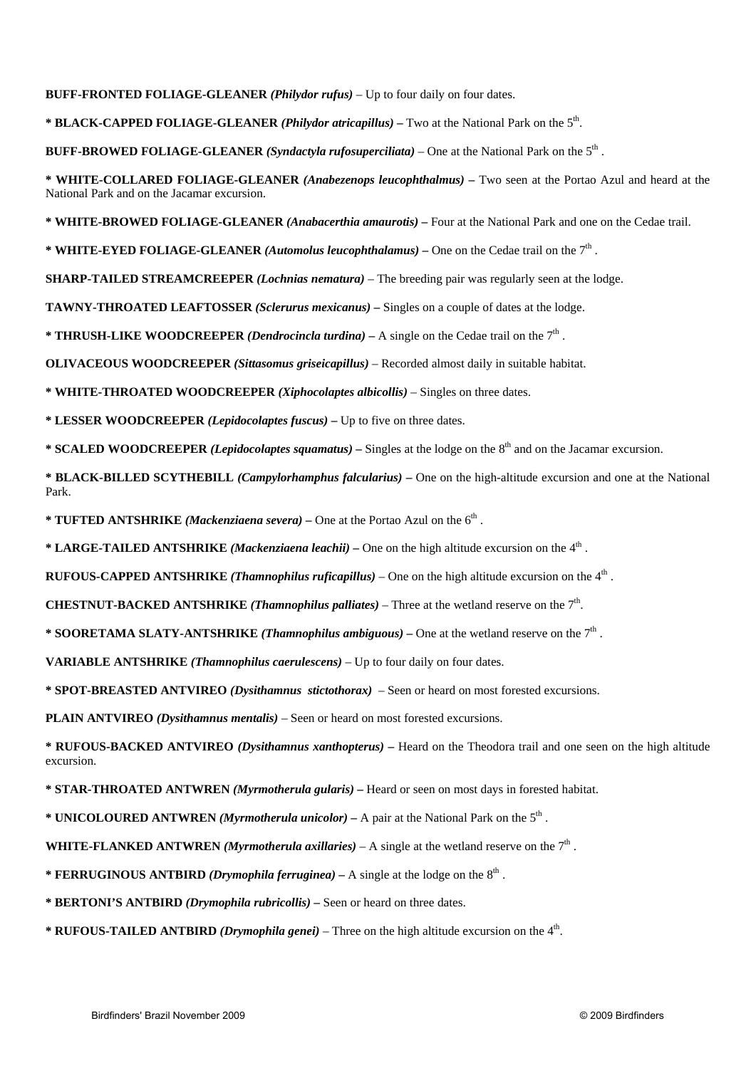**BUFF-FRONTED FOLIAGE-GLEANER *(Philydor rufus)*** – Up to four daily on four dates.

**\* BLACK-CAPPED FOLIAGE-GLEANER *(Philydor atricapillus)* –** Two at the National Park on the 5th.

**BUFF-BROWED FOLIAGE-GLEANER *(Syndactyla rufosuperciliata)*** – One at the National Park on the 5th .

**\* WHITE-COLLARED FOLIAGE-GLEANER *(Anabezenops leucophthalmus)* –** Two seen at the Portao Azul and heard at the National Park and on the Jacamar excursion.

**\* WHITE-BROWED FOLIAGE-GLEANER *(Anabacerthia amaurotis)* –** Four at the National Park and one on the Cedae trail.

**\* WHITE-EYED FOLIAGE-GLEANER *(Automolus leucophthalamus)* –** One on the Cedae trail on the 7th .

**SHARP-TAILED STREAMCREEPER *(Lochnias nematura)*** – The breeding pair was regularly seen at the lodge.

**TAWNY-THROATED LEAFTOSSER *(Sclerurus mexicanus)* –** Singles on a couple of dates at the lodge.

**\* THRUSH-LIKE WOODCREEPER *(Dendrocincla turdina)* –** A single on the Cedae trail on the 7th .

**OLIVACEOUS WOODCREEPER *(Sittasomus griseicapillus)*** – Recorded almost daily in suitable habitat.

**\* WHITE-THROATED WOODCREEPER *(Xiphocolaptes albicollis)*** – Singles on three dates.

**\* LESSER WOODCREEPER *(Lepidocolaptes fuscus)* –** Up to five on three dates.

**\* SCALED WOODCREEPER *(Lepidocolaptes squamatus)* –** Singles at the lodge on the 8th and on the Jacamar excursion.

**\* BLACK-BILLED SCYTHEBILL *(Campylorhamphus falcularius)* –** One on the high-altitude excursion and one at the National Park.

**\* TUFTED ANTSHRIKE *(Mackenziaena severa)* –** One at the Portao Azul on the 6th .

**\* LARGE-TAILED ANTSHRIKE *(Mackenziaena leachii)* –** One on the high altitude excursion on the 4th .

**RUFOUS-CAPPED ANTSHRIKE *(Thamnophilus ruficapillus)*** – One on the high altitude excursion on the 4th .

**CHESTNUT-BACKED ANTSHRIKE *(Thamnophilus palliates)*** – Three at the wetland reserve on the 7th.

**\* SOORETAMA SLATY-ANTSHRIKE *(Thamnophilus ambiguous)* –** One at the wetland reserve on the 7th .

**VARIABLE ANTSHRIKE *(Thamnophilus caerulescens)*** – Up to four daily on four dates.

**\* SPOT-BREASTED ANTVIREO *(Dysithamnus stictothorax)*** – Seen or heard on most forested excursions.

**PLAIN ANTVIREO *(Dysithamnus mentalis)*** – Seen or heard on most forested excursions.

**\* RUFOUS-BACKED ANTVIREO *(Dysithamnus xanthopterus)* –** Heard on the Theodora trail and one seen on the high altitude excursion.

**\* STAR-THROATED ANTWREN *(Myrmotherula gularis)* –** Heard or seen on most days in forested habitat.

**\* UNICOLOURED ANTWREN *(Myrmotherula unicolor)* –** A pair at the National Park on the 5th .

**WHITE-FLANKED ANTWREN *(Myrmotherula axillaries)*** – A single at the wetland reserve on the 7th .

**\* FERRUGINOUS ANTBIRD *(Drymophila ferruginea)* –** A single at the lodge on the 8th .

**\* BERTONI'S ANTBIRD *(Drymophila rubricollis)* –** Seen or heard on three dates.

**\* RUFOUS-TAILED ANTBIRD *(Drymophila genei)*** – Three on the high altitude excursion on the 4th.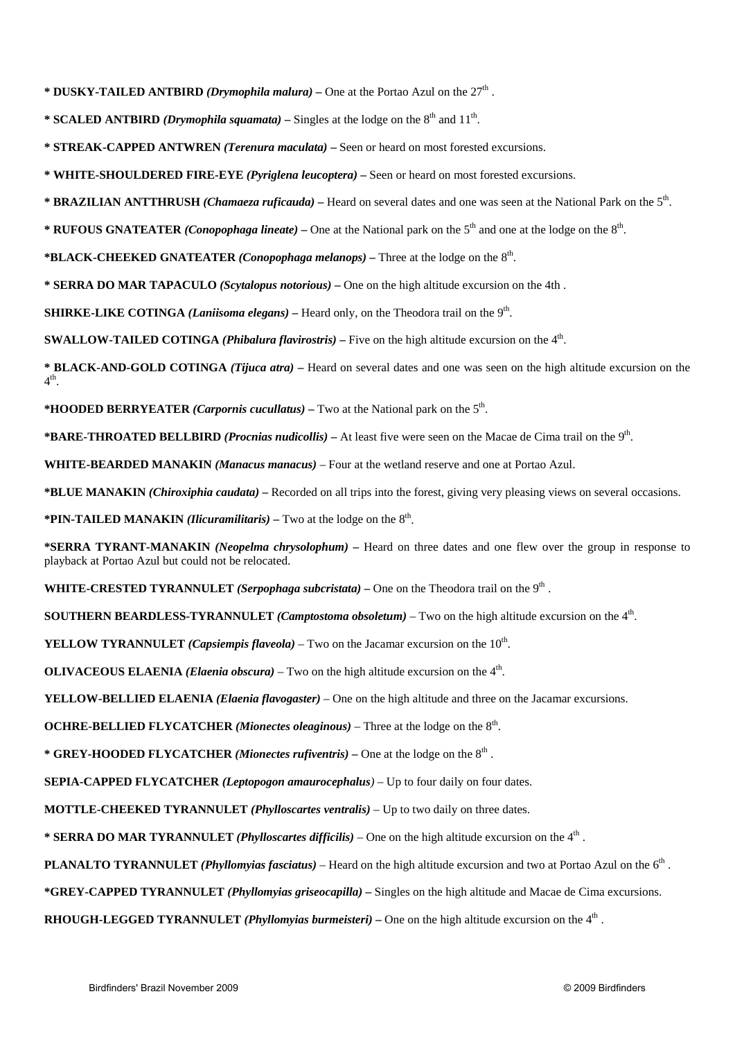**\* DUSKY-TAILED ANTBIRD** ***(Drymophila malura)*** **–** One at the Portao Azul on the 27th .

**\* SCALED ANTBIRD** ***(Drymophila squamata)*** **–** Singles at the lodge on the 8th and 11th.

**\* STREAK-CAPPED ANTWREN** ***(Terenura maculata)*** **–** Seen or heard on most forested excursions.

**\* WHITE-SHOULDERED FIRE-EYE** ***(Pyriglena leucoptera)*** **–** Seen or heard on most forested excursions.

**\* BRAZILIAN ANTTHRUSH** ***(Chamaeza ruficauda)*** **–** Heard on several dates and one was seen at the National Park on the 5th.

**\* RUFOUS GNATEATER** ***(Conopophaga lineate)*** **–** One at the National park on the 5th and one at the lodge on the 8th.

**\*BLACK-CHEEKED GNATEATER** ***(Conopophaga melanops)*** **–** Three at the lodge on the 8th.

**\* SERRA DO MAR TAPACULO** ***(Scytalopus notorious)*** **–** One on the high altitude excursion on the 4th .

**SHIRKE-LIKE COTINGA** ***(Laniisoma elegans)*** **–** Heard only, on the Theodora trail on the 9th.

**SWALLOW-TAILED COTINGA** ***(Phibalura flavirostris)*** **–** Five on the high altitude excursion on the 4th.

**\* BLACK-AND-GOLD COTINGA** ***(Tijuca atra)*** **–** Heard on several dates and one was seen on the high altitude excursion on the 4th.

**\*HOODED BERRYEATER** ***(Carpornis cucullatus)*** **–** Two at the National park on the 5th.

**\*BARE-THROATED BELLBIRD** ***(Procnias nudicollis)*** **–** At least five were seen on the Macae de Cima trail on the 9th.

**WHITE-BEARDED MANAKIN** ***(Manacus manacus)*** – Four at the wetland reserve and one at Portao Azul.

**\*BLUE MANAKIN** ***(Chiroxiphia caudata)*** **–** Recorded on all trips into the forest, giving very pleasing views on several occasions.

**\*PIN-TAILED MANAKIN** ***(Ilicuramilitaris)*** **–** Two at the lodge on the 8th.

**\*SERRA TYRANT-MANAKIN** ***(Neopelma chrysolophum)*** **–** Heard on three dates and one flew over the group in response to playback at Portao Azul but could not be relocated.

**WHITE-CRESTED TYRANNULET** ***(Serpophaga subcristata)*** **–** One on the Theodora trail on the 9th .

**SOUTHERN BEARDLESS-TYRANNULET** ***(Camptostoma obsoletum)*** – Two on the high altitude excursion on the 4th.

**YELLOW TYRANNULET** ***(Capsiempis flaveola)*** – Two on the Jacamar excursion on the 10th.

**OLIVACEOUS ELAENIA** ***(Elaenia obscura)*** – Two on the high altitude excursion on the 4th.

**YELLOW-BELLIED ELAENIA** ***(Elaenia flavogaster)*** – One on the high altitude and three on the Jacamar excursions.

**OCHRE-BELLIED FLYCATCHER** ***(Mionectes oleaginous)*** – Three at the lodge on the 8th.

**\* GREY-HOODED FLYCATCHER** ***(Mionectes rufiventris)*** **–** One at the lodge on the 8th .

**SEPIA-CAPPED FLYCATCHER** ***(Leptopogon amaurocephalus)*** – Up to four daily on four dates.

**MOTTLE-CHEEKED TYRANNULET** ***(Phylloscartes ventralis)*** – Up to two daily on three dates.

**\* SERRA DO MAR TYRANNULET** ***(Phylloscartes difficilis)*** – One on the high altitude excursion on the 4th .

**PLANALTO TYRANNULET** ***(Phyllomyias fasciatus)*** – Heard on the high altitude excursion and two at Portao Azul on the 6th .

**\*GREY-CAPPED TYRANNULET** ***(Phyllomyias griseocapilla)*** **–** Singles on the high altitude and Macae de Cima excursions.

**RHOUGH-LEGGED TYRANNULET** ***(Phyllomyias burmeisteri)*** **–** One on the high altitude excursion on the 4th .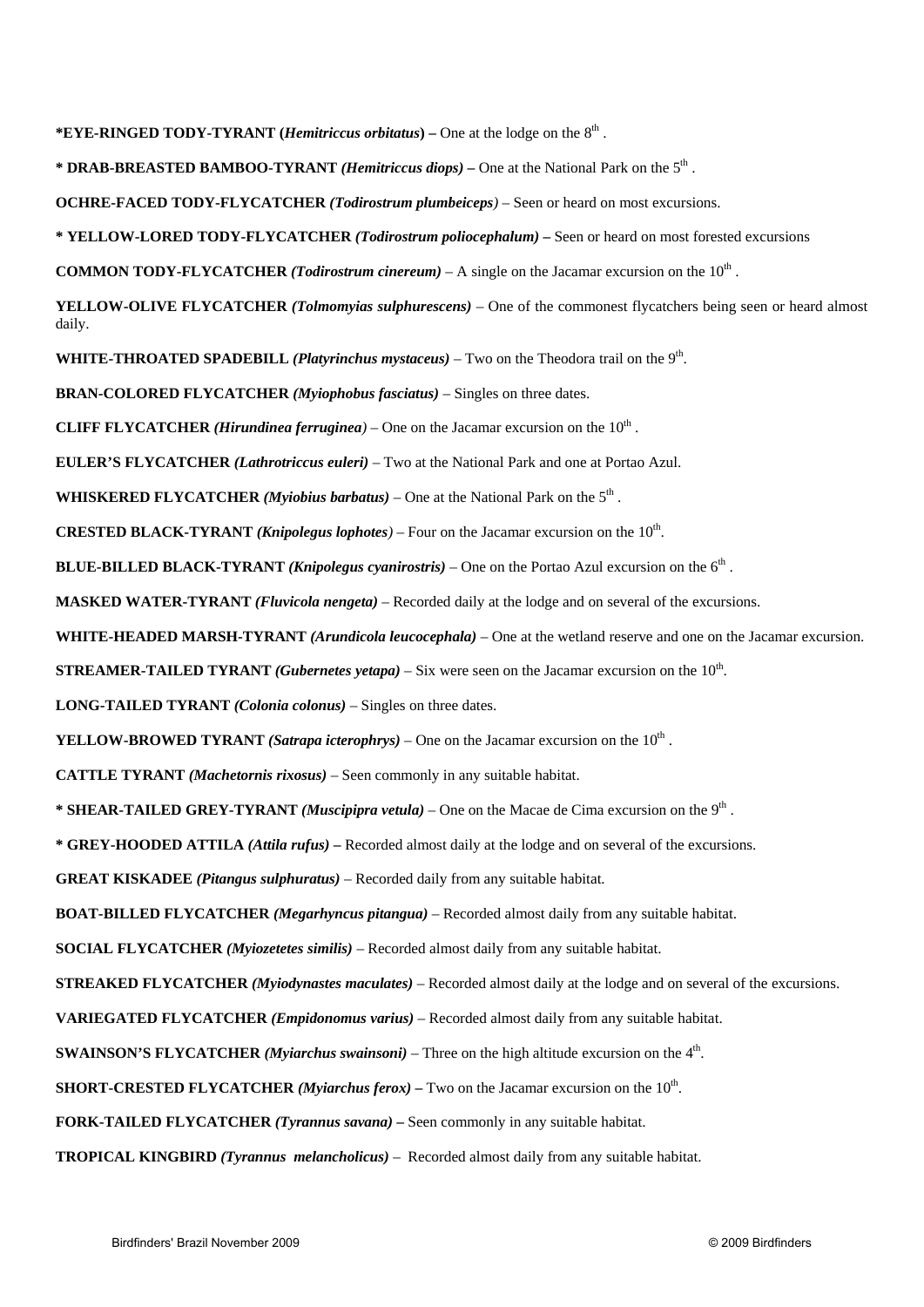**\*EYE-RINGED TODY-TYRANT (*Hemitriccus orbitatus*) –** One at the lodge on the 8th .

**\* DRAB-BREASTED BAMBOO-TYRANT *(Hemitriccus diops)* –** One at the National Park on the 5th .

**OCHRE-FACED TODY-FLYCATCHER *(Todirostrum plumbeiceps)*** – Seen or heard on most excursions.

**\* YELLOW-LORED TODY-FLYCATCHER *(Todirostrum poliocephalum)* –** Seen or heard on most forested excursions

**COMMON TODY-FLYCATCHER *(Todirostrum cinereum)*** – A single on the Jacamar excursion on the 10th .

**YELLOW-OLIVE FLYCATCHER *(Tolmomyias sulphurescens)*** – One of the commonest flycatchers being seen or heard almost daily.

**WHITE-THROATED SPADEBILL *(Platyrinchus mystaceus)*** – Two on the Theodora trail on the 9th.

**BRAN-COLORED FLYCATCHER *(Myiophobus fasciatus)*** – Singles on three dates.

**CLIFF FLYCATCHER *(Hirundinea ferruginea)*** – One on the Jacamar excursion on the 10th .

**EULER'S FLYCATCHER *(Lathrotriccus euleri)*** – Two at the National Park and one at Portao Azul.

**WHISKERED FLYCATCHER *(Myiobius barbatus)*** – One at the National Park on the 5th .

**CRESTED BLACK-TYRANT *(Knipolegus lophotes)*** – Four on the Jacamar excursion on the 10th.

**BLUE-BILLED BLACK-TYRANT *(Knipolegus cyanirostris)*** – One on the Portao Azul excursion on the 6th .

**MASKED WATER-TYRANT *(Fluvicola nengeta)*** – Recorded daily at the lodge and on several of the excursions.

**WHITE-HEADED MARSH-TYRANT *(Arundicola leucocephala)*** – One at the wetland reserve and one on the Jacamar excursion.

**STREAMER-TAILED TYRANT *(Gubernetes yetapa)*** – Six were seen on the Jacamar excursion on the 10th.

**LONG-TAILED TYRANT *(Colonia colonus)*** – Singles on three dates.

**YELLOW-BROWED TYRANT *(Satrapa icterophrys)*** – One on the Jacamar excursion on the 10th .

**CATTLE TYRANT *(Machetornis rixosus)*** – Seen commonly in any suitable habitat.

**\* SHEAR-TAILED GREY-TYRANT *(Muscipipra vetula)*** – One on the Macae de Cima excursion on the 9th .

**\* GREY-HOODED ATTILA *(Attila rufus)* –** Recorded almost daily at the lodge and on several of the excursions.

**GREAT KISKADEE *(Pitangus sulphuratus)*** – Recorded daily from any suitable habitat.

**BOAT-BILLED FLYCATCHER *(Megarhyncus pitangua)*** – Recorded almost daily from any suitable habitat.

**SOCIAL FLYCATCHER *(Myiozetetes similis)*** – Recorded almost daily from any suitable habitat.

**STREAKED FLYCATCHER *(Myiodynastes maculates)*** – Recorded almost daily at the lodge and on several of the excursions.

**VARIEGATED FLYCATCHER *(Empidonomus varius)*** – Recorded almost daily from any suitable habitat.

**SWAINSON'S FLYCATCHER *(Myiarchus swainsoni)*** – Three on the high altitude excursion on the 4th.

**SHORT-CRESTED FLYCATCHER *(Myiarchus ferox)* –** Two on the Jacamar excursion on the 10th.

**FORK-TAILED FLYCATCHER *(Tyrannus savana)* –** Seen commonly in any suitable habitat.

**TROPICAL KINGBIRD *(Tyrannus melancholicus)*** – Recorded almost daily from any suitable habitat.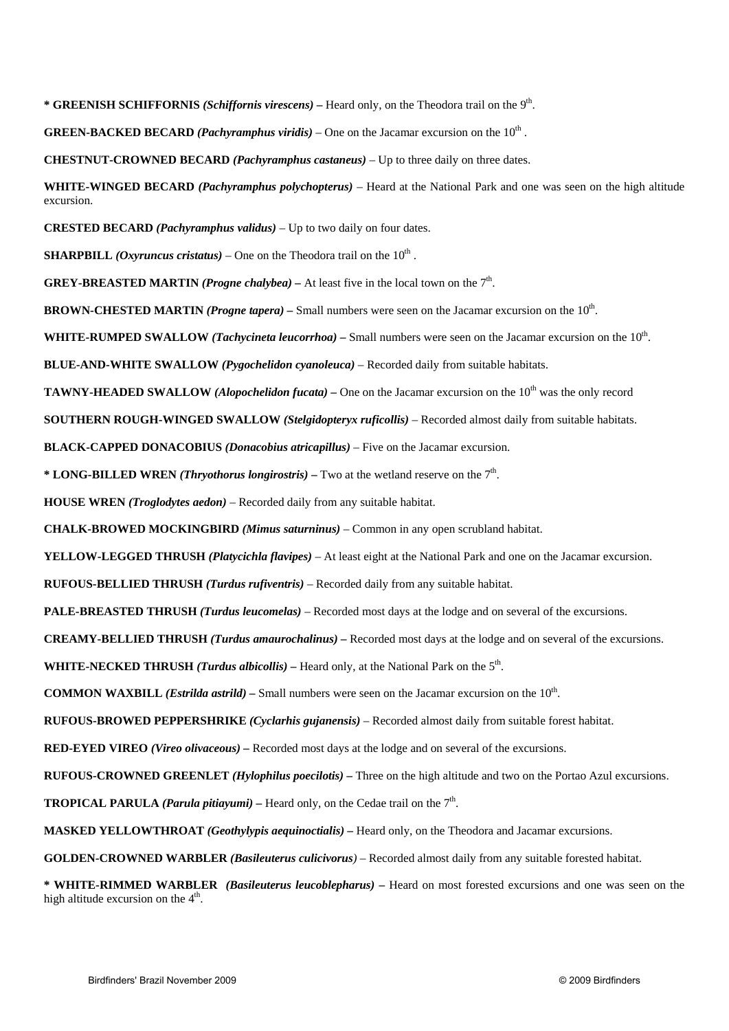**\* GREENISH SCHIFFORNIS** ***(Schiffornis virescens)*** **–** Heard only, on the Theodora trail on the 9th.

**GREEN-BACKED BECARD** ***(Pachyramphus viridis)*** – One on the Jacamar excursion on the 10th .

**CHESTNUT-CROWNED BECARD** ***(Pachyramphus castaneus)*** – Up to three daily on three dates.

**WHITE-WINGED BECARD** ***(Pachyramphus polychopterus)*** – Heard at the National Park and one was seen on the high altitude excursion.

**CRESTED BECARD** ***(Pachyramphus validus)*** – Up to two daily on four dates.

**SHARPBILL** ***(Oxyruncus cristatus)*** – One on the Theodora trail on the 10th .

**GREY-BREASTED MARTIN** ***(Progne chalybea)*** **–** At least five in the local town on the 7th.

**BROWN-CHESTED MARTIN** ***(Progne tapera)*** **–** Small numbers were seen on the Jacamar excursion on the 10th.

**WHITE-RUMPED SWALLOW** ***(Tachycineta leucorrhoa)*** **–** Small numbers were seen on the Jacamar excursion on the 10th.

**BLUE-AND-WHITE SWALLOW** ***(Pygochelidon cyanoleuca)*** – Recorded daily from suitable habitats.

**TAWNY-HEADED SWALLOW** ***(Alopochelidon fucata)*** **–** One on the Jacamar excursion on the 10th was the only record

**SOUTHERN ROUGH-WINGED SWALLOW** ***(Stelgidopteryx ruficollis)*** – Recorded almost daily from suitable habitats.

**BLACK-CAPPED DONACOBIUS** ***(Donacobius atricapillus)*** – Five on the Jacamar excursion.

**\* LONG-BILLED WREN** ***(Thryothorus longirostris)*** **–** Two at the wetland reserve on the 7th.

**HOUSE WREN** ***(Troglodytes aedon)*** – Recorded daily from any suitable habitat.

**CHALK-BROWED MOCKINGBIRD** ***(Mimus saturninus)*** – Common in any open scrubland habitat.

**YELLOW-LEGGED THRUSH** ***(Platycichla flavipes)*** – At least eight at the National Park and one on the Jacamar excursion.

**RUFOUS-BELLIED THRUSH** ***(Turdus rufiventris)*** – Recorded daily from any suitable habitat.

**PALE-BREASTED THRUSH** ***(Turdus leucomelas)*** – Recorded most days at the lodge and on several of the excursions.

**CREAMY-BELLIED THRUSH** ***(Turdus amaurochalinus)*** **–** Recorded most days at the lodge and on several of the excursions.

**WHITE-NECKED THRUSH** ***(Turdus albicollis)*** **–** Heard only, at the National Park on the 5th.

**COMMON WAXBILL** ***(Estrilda astrild)*** **–** Small numbers were seen on the Jacamar excursion on the 10th.

**RUFOUS-BROWED PEPPERSHRIKE** ***(Cyclarhis gujanensis)*** – Recorded almost daily from suitable forest habitat.

**RED-EYED VIREO** ***(Vireo olivaceous)*** **–** Recorded most days at the lodge and on several of the excursions.

**RUFOUS-CROWNED GREENLET** ***(Hylophilus poecilotis)*** **–** Three on the high altitude and two on the Portao Azul excursions.

**TROPICAL PARULA** ***(Parula pitiayumi)*** **–** Heard only, on the Cedae trail on the 7th.

**MASKED YELLOWTHROAT** ***(Geothylypis aequinoctialis)*** **–** Heard only, on the Theodora and Jacamar excursions.

**GOLDEN-CROWNED WARBLER** ***(Basileuterus culicivorus)*** – Recorded almost daily from any suitable forested habitat.

**\* WHITE-RIMMED WARBLER** ***(Basileuterus leucoblepharus)*** **–** Heard on most forested excursions and one was seen on the high altitude excursion on the 4th.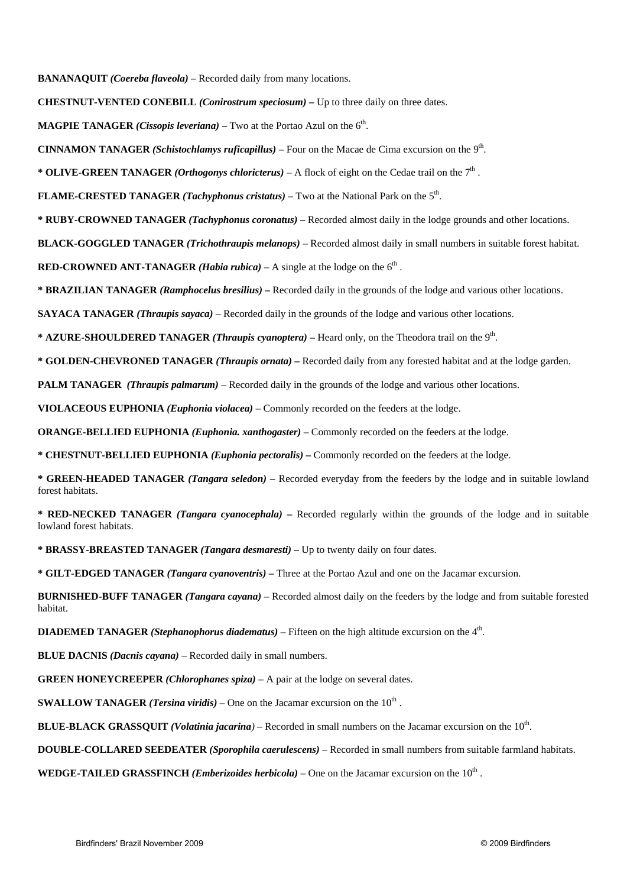**BANANAQUIT *(Coereba flaveola)*** – Recorded daily from many locations.

**CHESTNUT-VENTED CONEBILL *(Conirostrum speciosum)* –** Up to three daily on three dates.

**MAGPIE TANAGER *(Cissopis leveriana)* –** Two at the Portao Azul on the 6th.

**CINNAMON TANAGER *(Schistochlamys ruficapillus)*** – Four on the Macae de Cima excursion on the 9th.

**\* OLIVE-GREEN TANAGER *(Orthogonys chloricterus)*** – A flock of eight on the Cedae trail on the 7th.

**FLAME-CRESTED TANAGER *(Tachyphonus cristatus)*** – Two at the National Park on the 5th.

**\* RUBY-CROWNED TANAGER *(Tachyphonus coronatus)* –** Recorded almost daily in the lodge grounds and other locations.

**BLACK-GOGGLED TANAGER *(Trichothraupis melanops)*** – Recorded almost daily in small numbers in suitable forest habitat.

**RED-CROWNED ANT-TANAGER *(Habia rubica)*** – A single at the lodge on the 6th.

**\* BRAZILIAN TANAGER *(Ramphocelus bresilius)* –** Recorded daily in the grounds of the lodge and various other locations.

**SAYACA TANAGER *(Thraupis sayaca)*** – Recorded daily in the grounds of the lodge and various other locations.

**\* AZURE-SHOULDERED TANAGER *(Thraupis cyanoptera)* –** Heard only, on the Theodora trail on the 9th.

**\* GOLDEN-CHEVRONED TANAGER *(Thraupis ornata)* –** Recorded daily from any forested habitat and at the lodge garden.

**PALM TANAGER *(Thraupis palmarum)*** – Recorded daily in the grounds of the lodge and various other locations.

**VIOLACEOUS EUPHONIA *(Euphonia violacea)*** – Commonly recorded on the feeders at the lodge.

**ORANGE-BELLIED EUPHONIA *(Euphonia. xanthogaster)*** – Commonly recorded on the feeders at the lodge.

**\* CHESTNUT-BELLIED EUPHONIA *(Euphonia pectoralis)* –** Commonly recorded on the feeders at the lodge.

**\* GREEN-HEADED TANAGER *(Tangara seledon)* –** Recorded everyday from the feeders by the lodge and in suitable lowland forest habitats.

**\* RED-NECKED TANAGER *(Tangara cyanocephala)* –** Recorded regularly within the grounds of the lodge and in suitable lowland forest habitats.

**\* BRASSY-BREASTED TANAGER *(Tangara desmaresti)* –** Up to twenty daily on four dates.

**\* GILT-EDGED TANAGER *(Tangara cyanoventris)* –** Three at the Portao Azul and one on the Jacamar excursion.

**BURNISHED-BUFF TANAGER *(Tangara cayana)*** – Recorded almost daily on the feeders by the lodge and from suitable forested habitat.

**DIADEMED TANAGER *(Stephanophorus diadematus)*** – Fifteen on the high altitude excursion on the 4th.

**BLUE DACNIS *(Dacnis cayana)*** – Recorded daily in small numbers.

**GREEN HONEYCREEPER *(Chlorophanes spiza)*** – A pair at the lodge on several dates.

**SWALLOW TANAGER *(Tersina viridis)*** – One on the Jacamar excursion on the 10th.

**BLUE-BLACK GRASSQUIT *(Volatinia jacarina)*** – Recorded in small numbers on the Jacamar excursion on the 10th.

**DOUBLE-COLLARED SEEDEATER *(Sporophila caerulescens)*** – Recorded in small numbers from suitable farmland habitats.

**WEDGE-TAILED GRASSFINCH *(Emberizoides herbicola)*** – One on the Jacamar excursion on the 10th.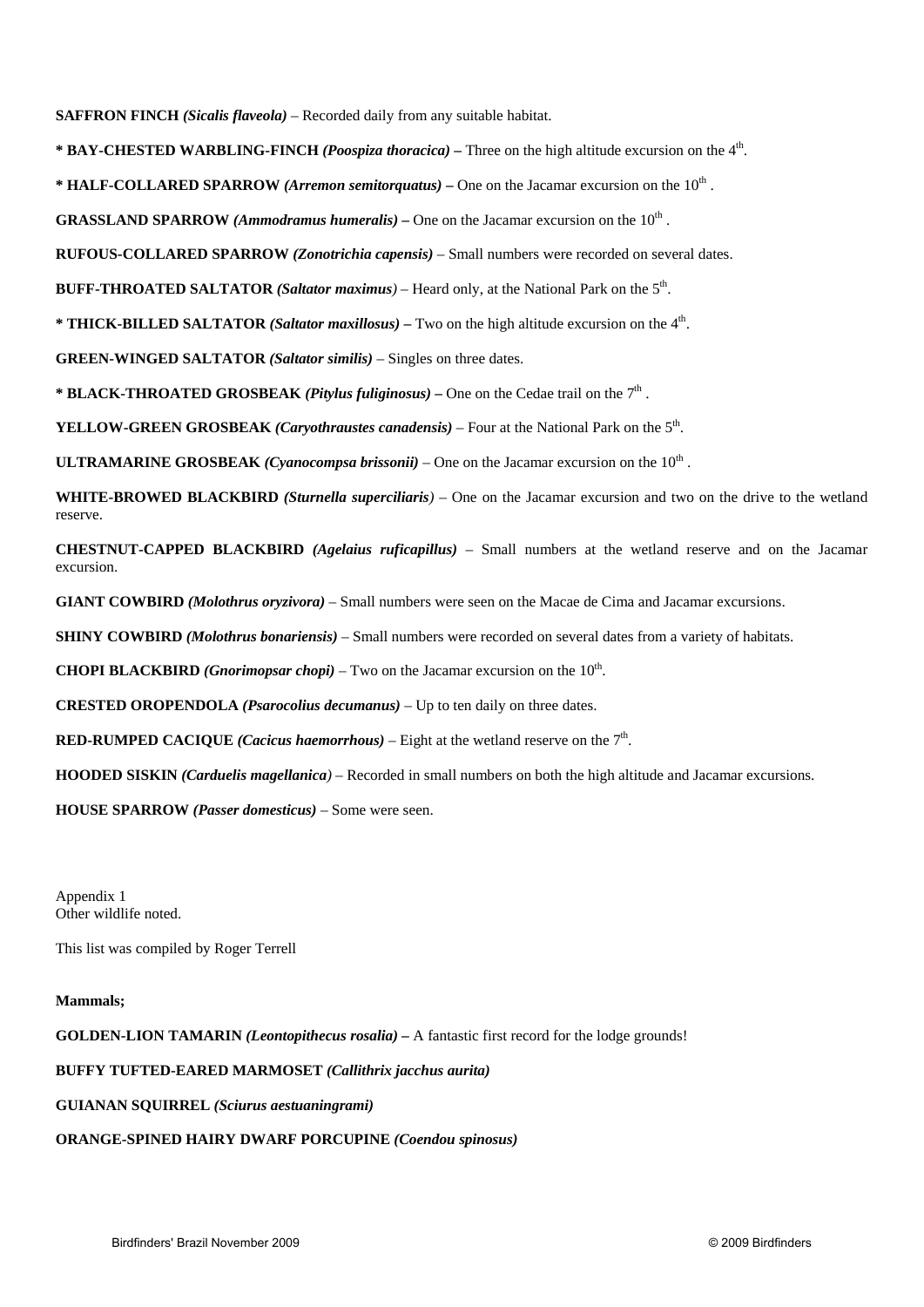**SAFFRON FINCH** ***(Sicalis flaveola)*** – Recorded daily from any suitable habitat.

**\* BAY-CHESTED WARBLING-FINCH** ***(Poospiza thoracica)*** **–** Three on the high altitude excursion on the 4th.

**\* HALF-COLLARED SPARROW** ***(Arremon semitorquatus)*** **–** One on the Jacamar excursion on the 10th .

**GRASSLAND SPARROW** ***(Ammodramus humeralis)*** **–** One on the Jacamar excursion on the 10th .

**RUFOUS-COLLARED SPARROW** ***(Zonotrichia capensis)*** – Small numbers were recorded on several dates.

**BUFF-THROATED SALTATOR** ***(Saltator maximus)*** – Heard only, at the National Park on the 5th.

**\* THICK-BILLED SALTATOR** ***(Saltator maxillosus)*** **–** Two on the high altitude excursion on the 4th.

**GREEN-WINGED SALTATOR** ***(Saltator similis)*** – Singles on three dates.

**\* BLACK-THROATED GROSBEAK** ***(Pitylus fuliginosus)*** **–** One on the Cedae trail on the 7th .

**YELLOW-GREEN GROSBEAK** ***(Caryothraustes canadensis)*** – Four at the National Park on the 5th.

**ULTRAMARINE GROSBEAK** ***(Cyanocompsa brissonii)*** – One on the Jacamar excursion on the 10th .

**WHITE-BROWED BLACKBIRD** ***(Sturnella superciliaris)*** – One on the Jacamar excursion and two on the drive to the wetland reserve.

**CHESTNUT-CAPPED BLACKBIRD** ***(Agelaius ruficapillus)*** – Small numbers at the wetland reserve and on the Jacamar excursion.

**GIANT COWBIRD** ***(Molothrus oryzivora)*** – Small numbers were seen on the Macae de Cima and Jacamar excursions.

**SHINY COWBIRD** ***(Molothrus bonariensis)*** – Small numbers were recorded on several dates from a variety of habitats.

**CHOPI BLACKBIRD** ***(Gnorimopsar chopi)*** – Two on the Jacamar excursion on the 10th.

**CRESTED OROPENDOLA** ***(Psarocolius decumanus)*** – Up to ten daily on three dates.

**RED-RUMPED CACIQUE** ***(Cacicus haemorrhous)*** – Eight at the wetland reserve on the 7th.

**HOODED SISKIN** ***(Carduelis magellanica)*** – Recorded in small numbers on both the high altitude and Jacamar excursions.

**HOUSE SPARROW** ***(Passer domesticus)*** – Some were seen.

Appendix 1
Other wildlife noted.

This list was compiled by Roger Terrell

**Mammals;**

**GOLDEN-LION TAMARIN** ***(Leontopithecus rosalia)*** **–** A fantastic first record for the lodge grounds!

**BUFFY TUFTED-EARED MARMOSET** ***(Callithrix jacchus aurita)***

**GUIANAN SQUIRREL** ***(Sciurus aestuaningrami)***

**ORANGE-SPINED HAIRY DWARF PORCUPINE** ***(Coendou spinosus)***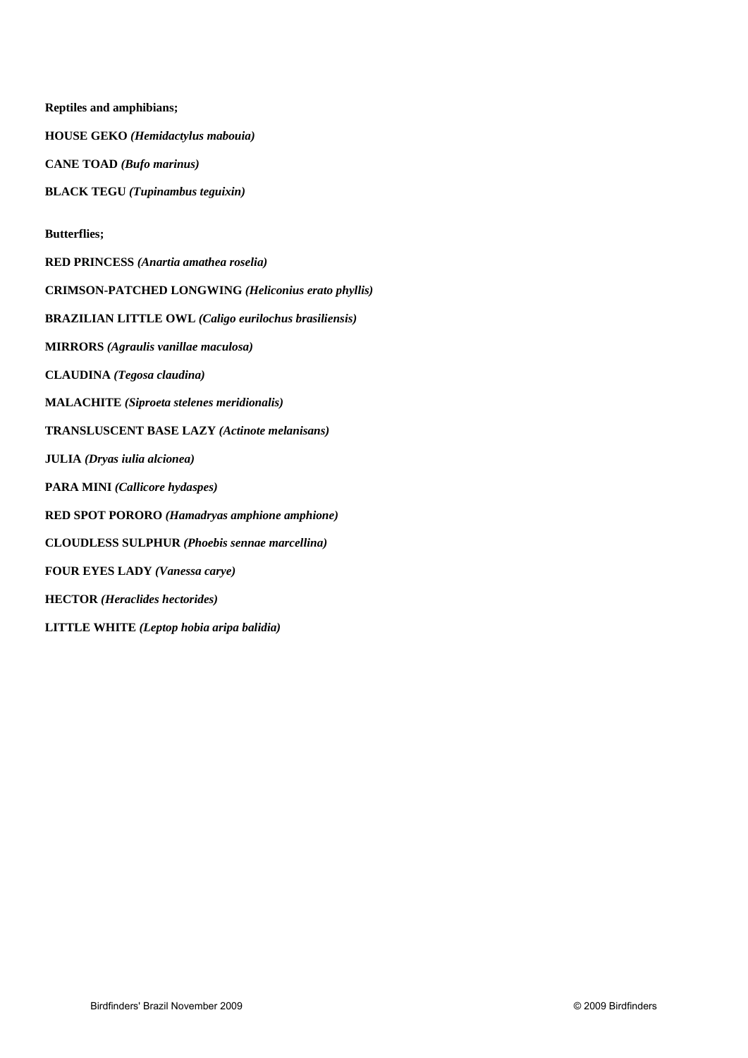**Reptiles and amphibians;**

**HOUSE GEKO** ***(Hemidactylus mabouia)***

**CANE TOAD** ***(Bufo marinus)***

**BLACK TEGU** ***(Tupinambus teguixin)***

**Butterflies;**

**RED PRINCESS** ***(Anartia amathea roselia)***

**CRIMSON-PATCHED LONGWING** ***(Heliconius erato phyllis)***

**BRAZILIAN LITTLE OWL** ***(Caligo eurilochus brasiliensis)***

**MIRRORS** ***(Agraulis vanillae maculosa)***

**CLAUDINA** ***(Tegosa claudina)***

**MALACHITE** ***(Siproeta stelenes meridionalis)***

**TRANSLUSCENT BASE LAZY** ***(Actinote melanisans)***

**JULIA** ***(Dryas iulia alcionea)***

**PARA MINI** ***(Callicore hydaspes)***

**RED SPOT PORORO** ***(Hamadryas amphione amphione)***

**CLOUDLESS SULPHUR** ***(Phoebis sennae marcellina)***

**FOUR EYES LADY** ***(Vanessa carye)***

**HECTOR** ***(Heraclides hectorides)***

**LITTLE WHITE** ***(Leptop hobia aripa balidia)***